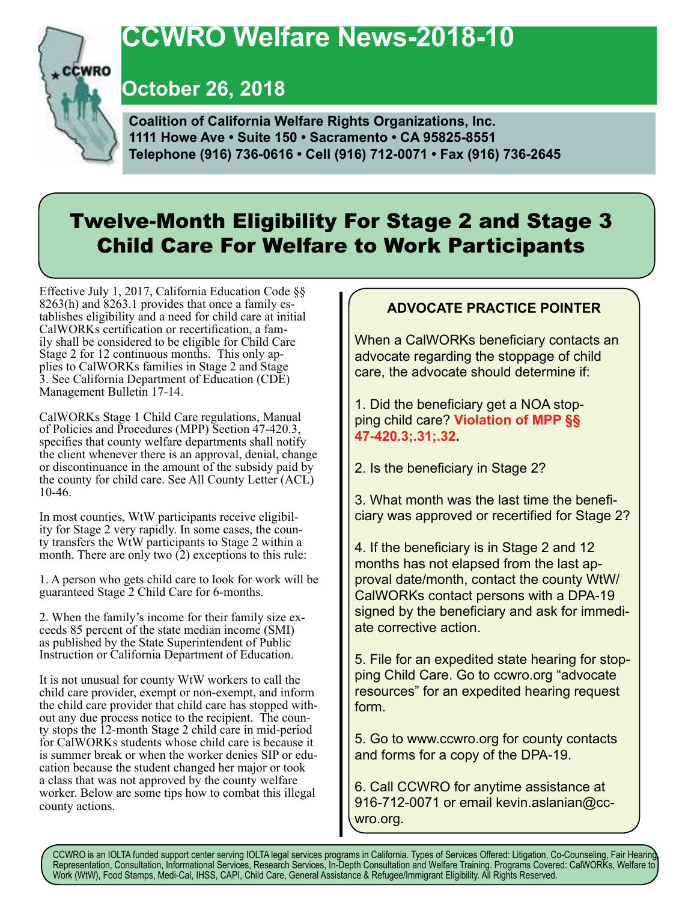# CCWRO Welfare News-2018-10

## October 26, 2018

**Coalition of California Welfare Rights Organizations, Inc.**
**1111 Howe Ave • Suite 150 • Sacramento • CA 95825-8551**
**Telephone (916) 736-0616 • Cell (916) 712-0071 • Fax (916) 736-2645**

# Twelve-Month Eligibility For Stage 2 and Stage 3 Child Care For Welfare to Work Participants

Effective July 1, 2017, California Education Code §§ 8263(h) and 8263.1 provides that once a family establishes eligibility and a need for child care at initial CalWORKs certification or recertification, a family shall be considered to be eligible for Child Care Stage 2 for 12 continuous months. This only applies to CalWORKs families in Stage 2 and Stage 3. See California Department of Education (CDE) Management Bulletin 17-14.

CalWORKs Stage 1 Child Care regulations, Manual of Policies and Procedures (MPP) Section 47-420.3, specifies that county welfare departments shall notify the client whenever there is an approval, denial, change or discontinuance in the amount of the subsidy paid by the county for child care. See All County Letter (ACL) 10-46.

In most counties, WtW participants receive eligibility for Stage 2 very rapidly. In some cases, the county transfers the WtW participants to Stage 2 within a month. There are only two (2) exceptions to this rule:

1. A person who gets child care to look for work will be guaranteed Stage 2 Child Care for 6-months.

2. When the family's income for their family size exceeds 85 percent of the state median income (SMI) as published by the State Superintendent of Public Instruction or California Department of Education.

It is not unusual for county WtW workers to call the child care provider, exempt or non-exempt, and inform the child care provider that child care has stopped without any due process notice to the recipient. The county stops the 12-month Stage 2 child care in mid-period for CalWORKs students whose child care is because it is summer break or when the worker denies SIP or education because the student changed her major or took a class that was not approved by the county welfare worker. Below are some tips how to combat this illegal county actions.

### ADVOCATE PRACTICE POINTER

When a CalWORKs beneficiary contacts an advocate regarding the stoppage of child care, the advocate should determine if:

1. Did the beneficiary get a NOA stopping child care? **Violation of MPP §§ 47-420.3;.31;.32.**

2. Is the beneficiary in Stage 2?

3. What month was the last time the beneficiary was approved or recertified for Stage 2?

4. If the beneficiary is in Stage 2 and 12 months has not elapsed from the last approval date/month, contact the county WtW/CalWORKs contact persons with a DPA-19 signed by the beneficiary and ask for immediate corrective action.

5. File for an expedited state hearing for stopping Child Care. Go to ccwro.org "advocate resources" for an expedited hearing request form.

5. Go to www.ccwro.org for county contacts and forms for a copy of the DPA-19.

6. Call CCWRO for anytime assistance at 916-712-0071 or email kevin.aslanian@ccwro.org.

CCWRO is an IOLTA funded support center serving IOLTA legal services programs in California. Types of Services Offered: Litigation, Co-Counseling, Fair Hearing Representation, Consultation, Informational Services, Research Services, In-Depth Consultation and Welfare Training. Programs Covered: CalWORKs, Welfare to Work (WtW), Food Stamps, Medi-Cal, IHSS, CAPI, Child Care, General Assistance & Refugee/Immigrant Eligibility. All Rights Reserved.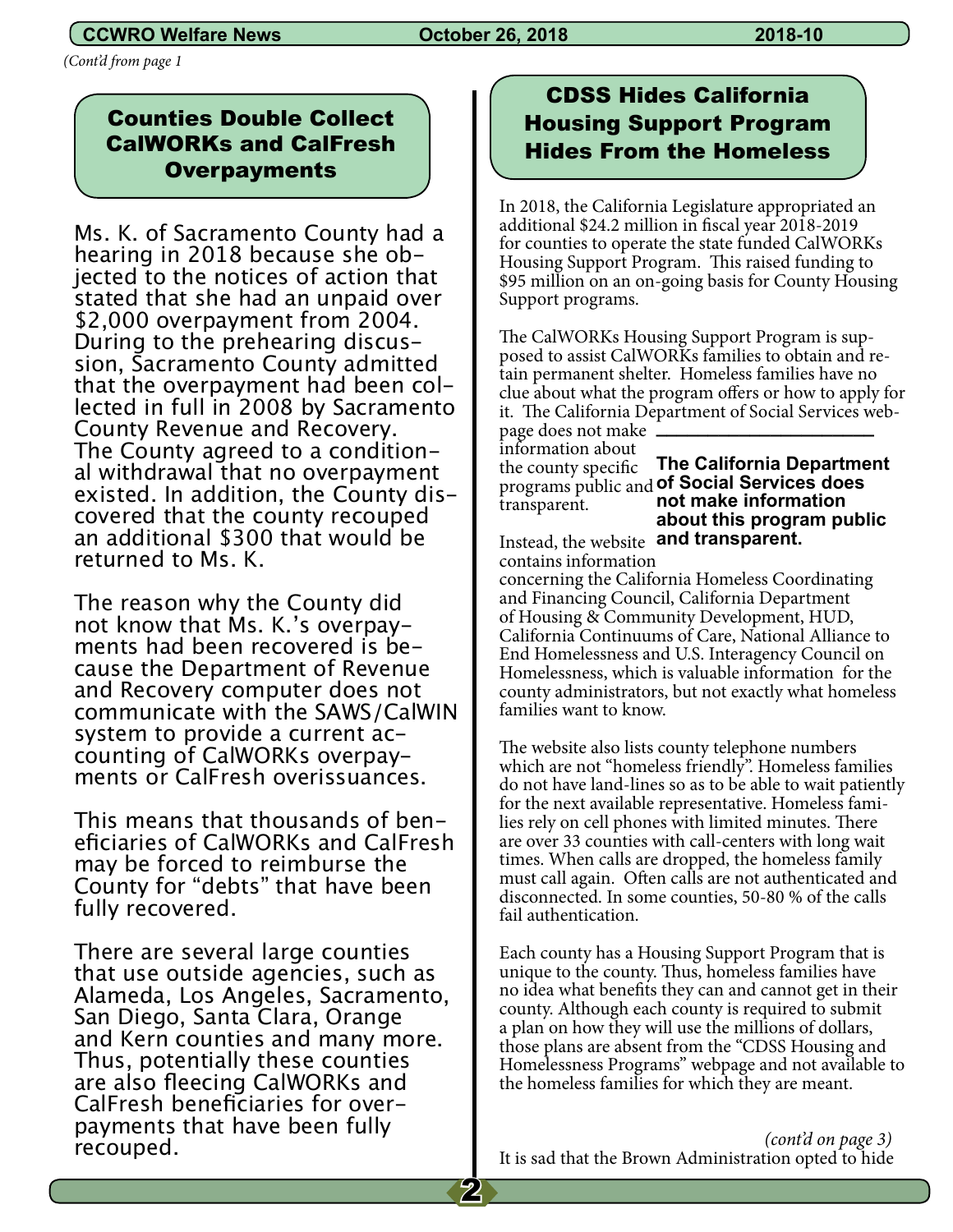*(Cont'd from page 1*

## Counties Double Collect CalWORKs and CalFresh Overpayments

Ms. K. of Sacramento County had a hearing in 2018 because she objected to the notices of action that stated that she had an unpaid over $2,000 overpayment from 2004. During to the prehearing discussion, Sacramento County admitted that the overpayment had been collected in full in 2008 by Sacramento County Revenue and Recovery. The County agreed to a conditional withdrawal that no overpayment existed. In addition, the County discovered that the county recouped an additional $300 that would be returned to Ms. K.

The reason why the County did not know that Ms. K.'s overpayments had been recovered is because the Department of Revenue and Recovery computer does not communicate with the SAWS/CalWIN system to provide a current accounting of CalWORKs overpayments or CalFresh overissuances.

This means that thousands of beneficiaries of CalWORKs and CalFresh may be forced to reimburse the County for "debts" that have been fully recovered.

There are several large counties that use outside agencies, such as Alameda, Los Angeles, Sacramento, San Diego, Santa Clara, Orange and Kern counties and many more. Thus, potentially these counties are also fleecing CalWORKs and CalFresh beneficiaries for overpayments that have been fully recouped.

## CDSS Hides California Housing Support Program Hides From the Homeless

In 2018, the California Legislature appropriated an additional $24.2 million in fiscal year 2018-2019 for counties to operate the state funded CalWORKs Housing Support Program. This raised funding to $95 million on an on-going basis for County Housing Support programs.

The CalWORKs Housing Support Program is supposed to assist CalWORKs families to obtain and retain permanent shelter. Homeless families have no clue about what the program offers or how to apply for it. The California Department of Social Services webpage does not make information about the county specific programs public and transparent.

**The California Department of Social Services does not make information about this program public and transparent.**

Instead, the website contains information concerning the California Homeless Coordinating and Financing Council, California Department of Housing & Community Development, HUD, California Continuums of Care, National Alliance to End Homelessness and U.S. Interagency Council on Homelessness, which is valuable information for the county administrators, but not exactly what homeless families want to know.

The website also lists county telephone numbers which are not "homeless friendly". Homeless families do not have land-lines so as to be able to wait patiently for the next available representative. Homeless families rely on cell phones with limited minutes. There are over 33 counties with call-centers with long wait times. When calls are dropped, the homeless family must call again. Often calls are not authenticated and disconnected. In some counties, 50-80 % of the calls fail authentication.

Each county has a Housing Support Program that is unique to the county. Thus, homeless families have no idea what benefits they can and cannot get in their county. Although each county is required to submit a plan on how they will use the millions of dollars, those plans are absent from the "CDSS Housing and Homelessness Programs" webpage and not available to the homeless families for which they are meant.

*(cont'd on page 3)*

It is sad that the Brown Administration opted to hide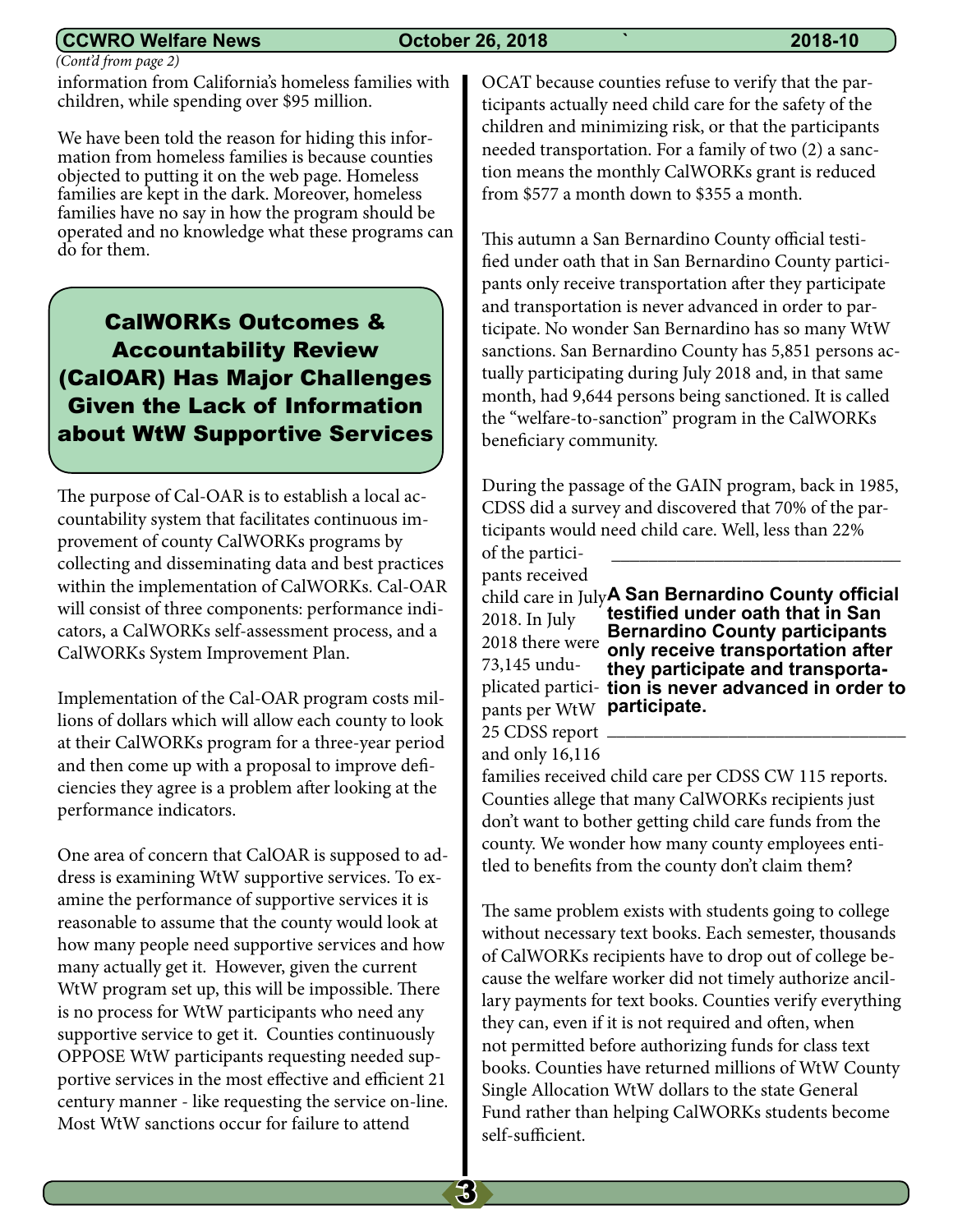*(Cont'd from page 2)*

information from California's homeless families with children, while spending over $95 million.

We have been told the reason for hiding this information from homeless families is because counties objected to putting it on the web page. Homeless families are kept in the dark. Moreover, homeless families have no say in how the program should be operated and no knowledge what these programs can do for them.

## CalWORKs Outcomes & Accountability Review (CalOAR) Has Major Challenges Given the Lack of Information about WtW Supportive Services

The purpose of Cal-OAR is to establish a local accountability system that facilitates continuous improvement of county CalWORKs programs by collecting and disseminating data and best practices within the implementation of CalWORKs. Cal-OAR will consist of three components: performance indicators, a CalWORKs self-assessment process, and a CalWORKs System Improvement Plan.

Implementation of the Cal-OAR program costs millions of dollars which will allow each county to look at their CalWORKs program for a three-year period and then come up with a proposal to improve deficiencies they agree is a problem after looking at the performance indicators.

One area of concern that CalOAR is supposed to address is examining WtW supportive services. To examine the performance of supportive services it is reasonable to assume that the county would look at how many people need supportive services and how many actually get it. However, given the current WtW program set up, this will be impossible. There is no process for WtW participants who need any supportive service to get it. Counties continuously OPPOSE WtW participants requesting needed supportive services in the most effective and efficient 21 century manner - like requesting the service on-line. Most WtW sanctions occur for failure to attend OCAT because counties refuse to verify that the participants actually need child care for the safety of the children and minimizing risk, or that the participants needed transportation. For a family of two (2) a sanction means the monthly CalWORKs grant is reduced from $577 a month down to $355 a month.

This autumn a San Bernardino County official testified under oath that in San Bernardino County participants only receive transportation after they participate and transportation is never advanced in order to participate. No wonder San Bernardino has so many WtW sanctions. San Bernardino County has 5,851 persons actually participating during July 2018 and, in that same month, had 9,644 persons being sanctioned. It is called the "welfare-to-sanction" program in the CalWORKs beneficiary community.

During the passage of the GAIN program, back in 1985, CDSS did a survey and discovered that 70% of the participants would need child care. Well, less than 22% of the participants received child care in July 2018. In July 2018 there were 73,145 unduplicated participants per WtW 25 CDSS report and only 16,116 families received child care per CDSS CW 115 reports. Counties allege that many CalWORKs recipients just don't want to bother getting child care funds from the county. We wonder how many county employees entitled to benefits from the county don't claim them?

**A San Bernardino County official testified under oath that in San Bernardino County participants only receive transportation after they participate and transportation is never advanced in order to participate.**

The same problem exists with students going to college without necessary text books. Each semester, thousands of CalWORKs recipients have to drop out of college because the welfare worker did not timely authorize ancillary payments for text books. Counties verify everything they can, even if it is not required and often, when not permitted before authorizing funds for class text books. Counties have returned millions of WtW County Single Allocation WtW dollars to the state General Fund rather than helping CalWORKs students become self-sufficient.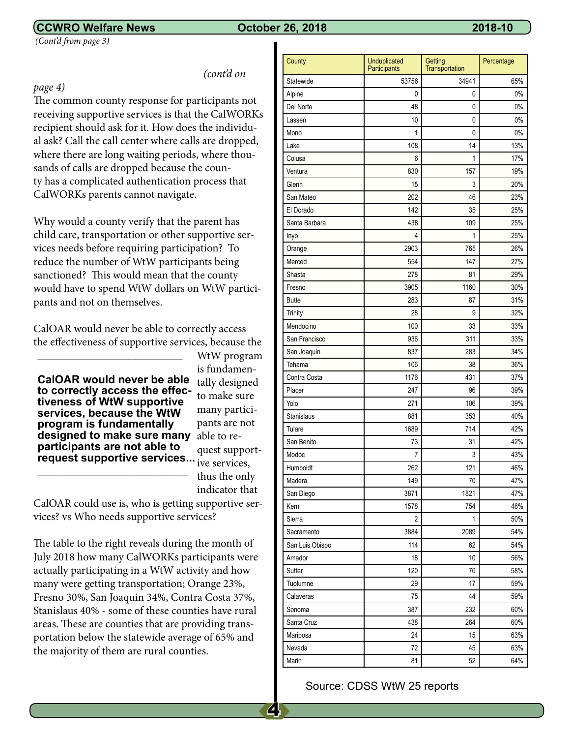*(Cont'd from page 3)*

*(cont'd on page 4)*

The common county response for participants not receiving supportive services is that the CalWORKs recipient should ask for it. How does the individual ask? Call the call center where calls are dropped, where there are long waiting periods, where thousands of calls are dropped because the county has a complicated authentication process that CalWORKs parents cannot navigate.

Why would a county verify that the parent has child care, transportation or other supportive services needs before requiring participation? To reduce the number of WtW participants being sanctioned? This would mean that the county would have to spend WtW dollars on WtW participants and not on themselves.

CalOAR would never be able to correctly access the effectiveness of supportive services, because the WtW program is fundamentally designed to make sure many participants are not able to request supportive services, thus the only indicator that CalOAR could use is, who is getting supportive services? vs Who needs supportive services?

---

**CalOAR would never be able to correctly access the effectiveness of WtW supportive services, because the WtW program is fundamentally designed to make sure many participants are not able to request supportive services...**

---

The table to the right reveals during the month of July 2018 how many CalWORKs participants were actually participating in a WtW activity and how many were getting transportation; Orange 23%, Fresno 30%, San Joaquin 34%, Contra Costa 37%, Stanislaus 40% - some of these counties have rural areas. These are counties that are providing transportation below the statewide average of 65% and the majority of them are rural counties.

| County | Unduplicated Participants | Getting Transportation | Percentage |
|---|---|---|---|
| Statewide | 53756 | 34941 | 65% |
| Alpine | 0 | 0 | 0% |
| Del Norte | 48 | 0 | 0% |
| Lassen | 10 | 0 | 0% |
| Mono | 1 | 0 | 0% |
| Lake | 108 | 14 | 13% |
| Colusa | 6 | 1 | 17% |
| Ventura | 830 | 157 | 19% |
| Glenn | 15 | 3 | 20% |
| San Mateo | 202 | 46 | 23% |
| El Dorado | 142 | 35 | 25% |
| Santa Barbara | 438 | 109 | 25% |
| Inyo | 4 | 1 | 25% |
| Orange | 2903 | 765 | 26% |
| Merced | 554 | 147 | 27% |
| Shasta | 278 | 81 | 29% |
| Fresno | 3905 | 1160 | 30% |
| Butte | 283 | 87 | 31% |
| Trinity | 28 | 9 | 32% |
| Mendocino | 100 | 33 | 33% |
| San Francisco | 936 | 311 | 33% |
| San Joaquin | 837 | 283 | 34% |
| Tehama | 106 | 38 | 36% |
| Contra Costa | 1176 | 431 | 37% |
| Placer | 247 | 96 | 39% |
| Yolo | 271 | 106 | 39% |
| Stanislaus | 881 | 353 | 40% |
| Tulare | 1689 | 714 | 42% |
| San Benito | 73 | 31 | 42% |
| Modoc | 7 | 3 | 43% |
| Humboldt | 262 | 121 | 46% |
| Madera | 149 | 70 | 47% |
| San Diego | 3871 | 1821 | 47% |
| Kern | 1578 | 754 | 48% |
| Sierra | 2 | 1 | 50% |
| Sacramento | 3884 | 2089 | 54% |
| San Luis Obispo | 114 | 62 | 54% |
| Amador | 18 | 10 | 56% |
| Sutter | 120 | 70 | 58% |
| Tuolumne | 29 | 17 | 59% |
| Calaveras | 75 | 44 | 59% |
| Sonoma | 387 | 232 | 60% |
| Santa Cruz | 438 | 264 | 60% |
| Mariposa | 24 | 15 | 63% |
| Nevada | 72 | 45 | 63% |
| Marin | 81 | 52 | 64% |

Source: CDSS WtW 25 reports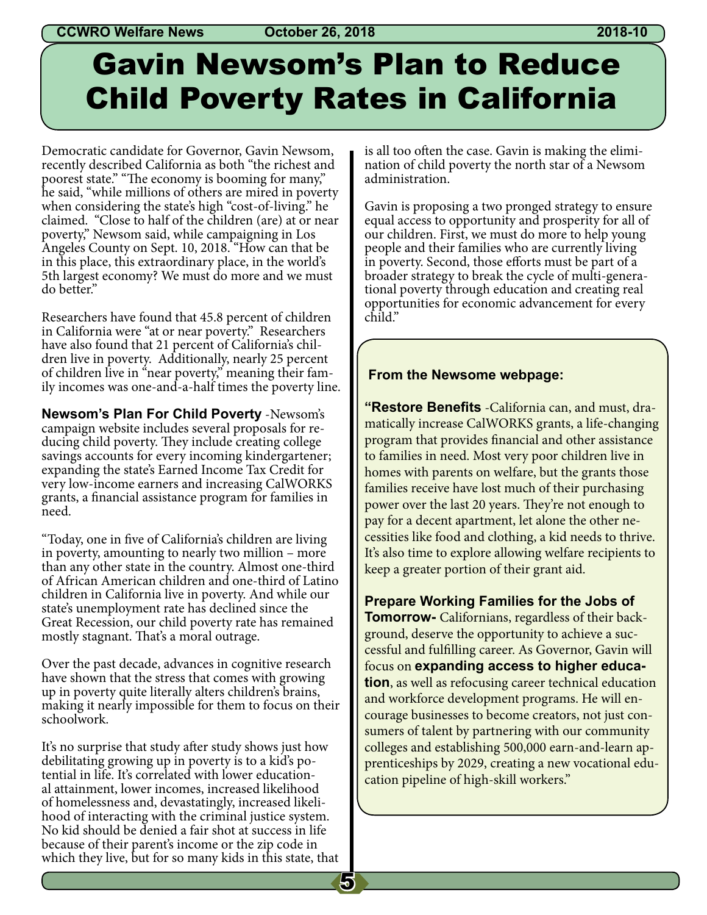# Gavin Newsom's Plan to Reduce Child Poverty Rates in California

Democratic candidate for Governor, Gavin Newsom, recently described California as both "the richest and poorest state." "The economy is booming for many," he said, "while millions of others are mired in poverty when considering the state's high "cost-of-living." he claimed. "Close to half of the children (are) at or near poverty," Newsom said, while campaigning in Los Angeles County on Sept. 10, 2018. "How can that be in this place, this extraordinary place, in the world's 5th largest economy? We must do more and we must do better."

Researchers have found that 45.8 percent of children in California were "at or near poverty." Researchers have also found that 21 percent of California's children live in poverty. Additionally, nearly 25 percent of children live in "near poverty," meaning their family incomes was one-and-a-half times the poverty line.

**Newsom's Plan For Child Poverty** -Newsom's campaign website includes several proposals for reducing child poverty. They include creating college savings accounts for every incoming kindergartener; expanding the state's Earned Income Tax Credit for very low-income earners and increasing CalWORKS grants, a financial assistance program for families in need.

"Today, one in five of California's children are living in poverty, amounting to nearly two million – more than any other state in the country. Almost one-third of African American children and one-third of Latino children in California live in poverty. And while our state's unemployment rate has declined since the Great Recession, our child poverty rate has remained mostly stagnant. That's a moral outrage.

Over the past decade, advances in cognitive research have shown that the stress that comes with growing up in poverty quite literally alters children's brains, making it nearly impossible for them to focus on their schoolwork.

It's no surprise that study after study shows just how debilitating growing up in poverty is to a kid's potential in life. It's correlated with lower educational attainment, lower incomes, increased likelihood of homelessness and, devastatingly, increased likelihood of interacting with the criminal justice system. No kid should be denied a fair shot at success in life because of their parent's income or the zip code in which they live, but for so many kids in this state, that is all too often the case. Gavin is making the elimination of child poverty the north star of a Newsom administration.

Gavin is proposing a two pronged strategy to ensure equal access to opportunity and prosperity for all of our children. First, we must do more to help young people and their families who are currently living in poverty. Second, those efforts must be part of a broader strategy to break the cycle of multi-generational poverty through education and creating real opportunities for economic advancement for every child."

**From the Newsome webpage:**

"**Restore Benefits** -California can, and must, dramatically increase CalWORKS grants, a life-changing program that provides financial and other assistance to families in need. Most very poor children live in homes with parents on welfare, but the grants those families receive have lost much of their purchasing power over the last 20 years. They're not enough to pay for a decent apartment, let alone the other necessities like food and clothing, a kid needs to thrive. It's also time to explore allowing welfare recipients to keep a greater portion of their grant aid.

**Prepare Working Families for the Jobs of Tomorrow-** Californians, regardless of their background, deserve the opportunity to achieve a successful and fulfilling career. As Governor, Gavin will focus on **expanding access to higher education**, as well as refocusing career technical education and workforce development programs. He will encourage businesses to become creators, not just consumers of talent by partnering with our community colleges and establishing 500,000 earn-and-learn apprenticeships by 2029, creating a new vocational education pipeline of high-skill workers."